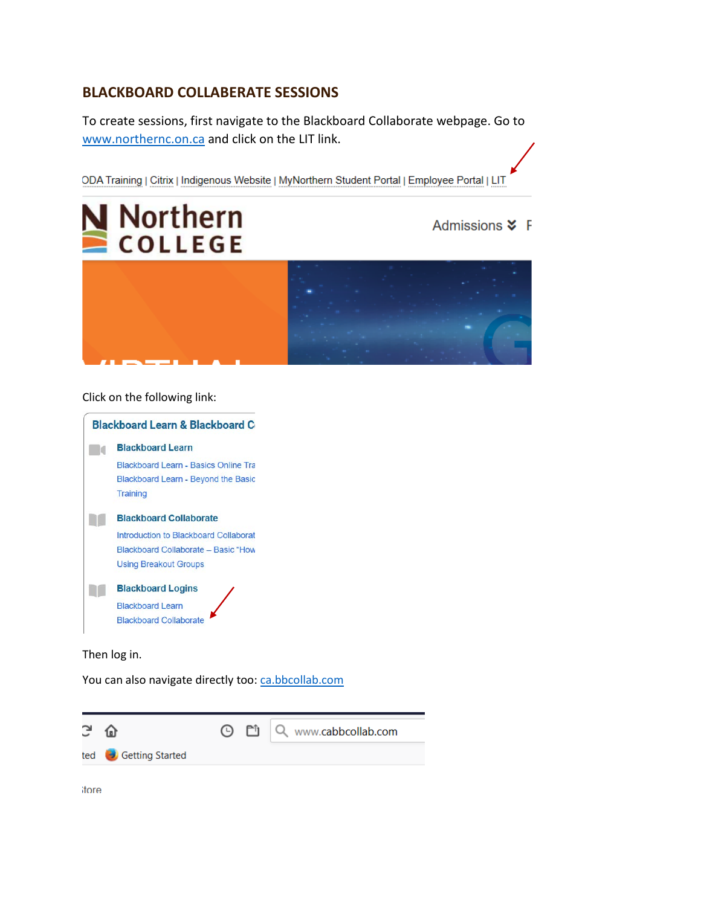## BLACKBOARD COLLABERATE SESSIONS

To create sessions, first navigate to the Blackboard Collaborate webpage. Go to www.northernc.on.ca and click on the LIT link.

ODA Training | Citrix | Indigenous Website | MyNorthern Student Portal | Employee Portal | LIT

Click on the following link:

**Blackboard Learn & Blackboard C**

**Blackboard Learn**

- Blackboard Learn - Basics Online Tra
- Blackboard Learn - Beyond the Basic Training

**Blackboard Collaborate**

- Introduction to Blackboard Collaborat
- Blackboard Collaborate – Basic "How
- Using Breakout Groups

**Blackboard Logins**

- Blackboard Learn
- Blackboard Collaborate

Then log in.

You can also navigate directly too: ca.bbcollab.com

www.cabbcollab.com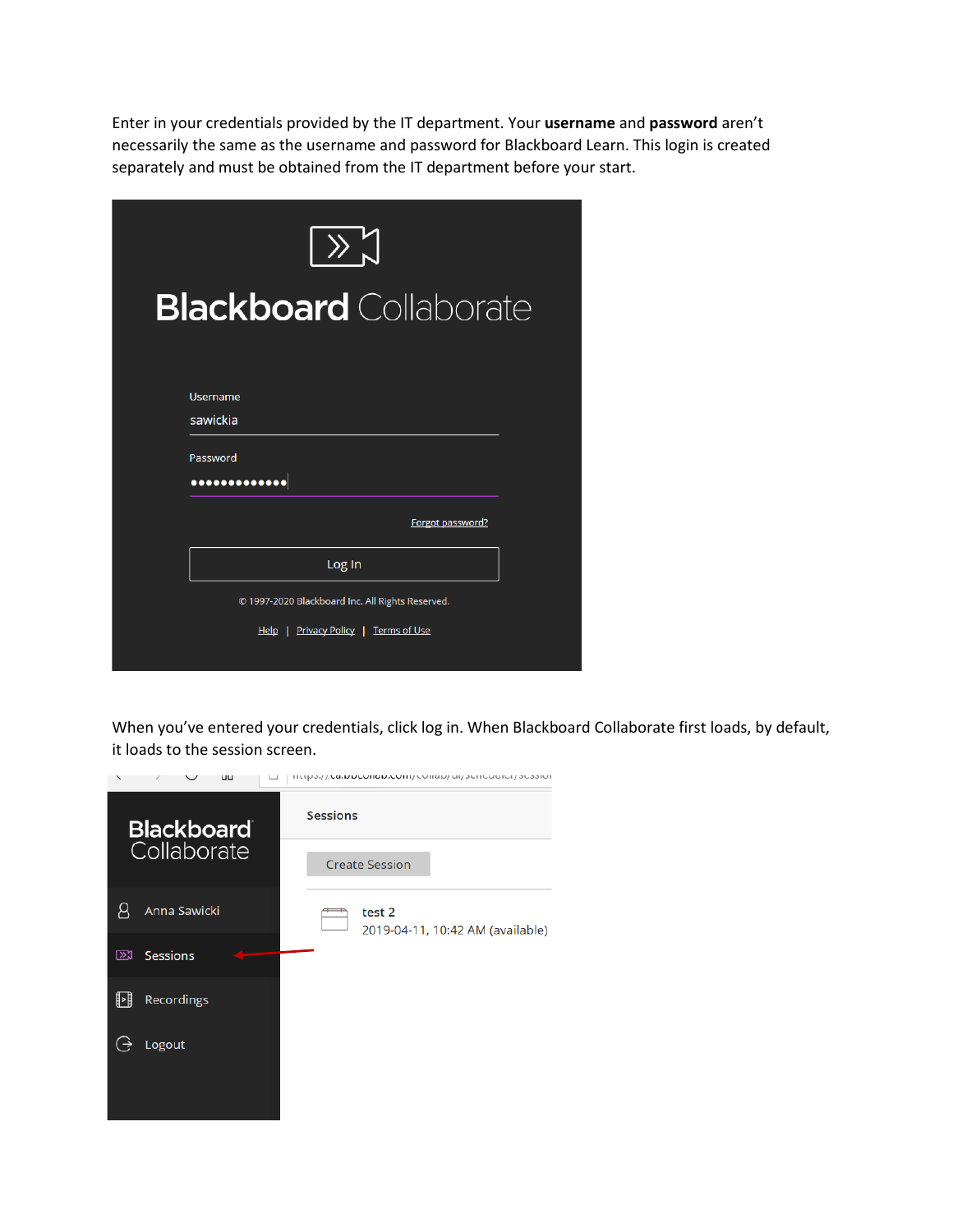Enter in your credentials provided by the IT department. Your **username** and **password** aren't necessarily the same as the username and password for Blackboard Learn. This login is created separately and must be obtained from the IT department before your start.

When you've entered your credentials, click log in. When Blackboard Collaborate first loads, by default, it loads to the session screen.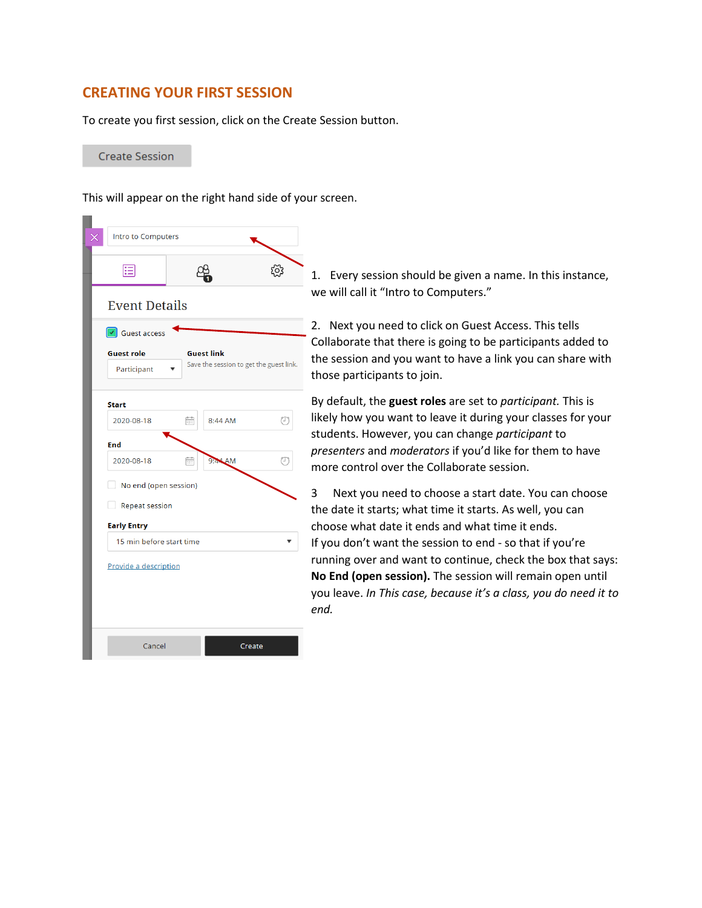## CREATING YOUR FIRST SESSION

To create you first session, click on the Create Session button.

This will appear on the right hand side of your screen.

1. Every session should be given a name. In this instance, we will call it "Intro to Computers."

2. Next you need to click on Guest Access. This tells Collaborate that there is going to be participants added to the session and you want to have a link you can share with those participants to join.

By default, the **guest roles** are set to *participant.* This is likely how you want to leave it during your classes for your students. However, you can change *participant* to *presenters* and *moderators* if you'd like for them to have more control over the Collaborate session.

3 Next you need to choose a start date. You can choose the date it starts; what time it starts. As well, you can choose what date it ends and what time it ends.
If you don't want the session to end - so that if you're running over and want to continue, check the box that says: **No End (open session).** The session will remain open until you leave. *In This case, because it's a class, you do need it to end.*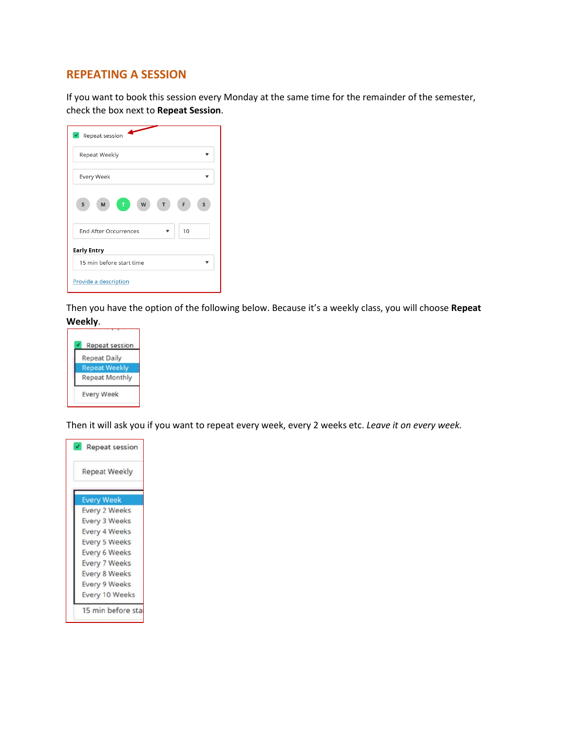## REPEATING A SESSION

If you want to book this session every Monday at the same time for the remainder of the semester, check the box next to **Repeat Session**.

Then you have the option of the following below. Because it's a weekly class, you will choose **Repeat Weekly**.

Then it will ask you if you want to repeat every week, every 2 weeks etc. *Leave it on every week.*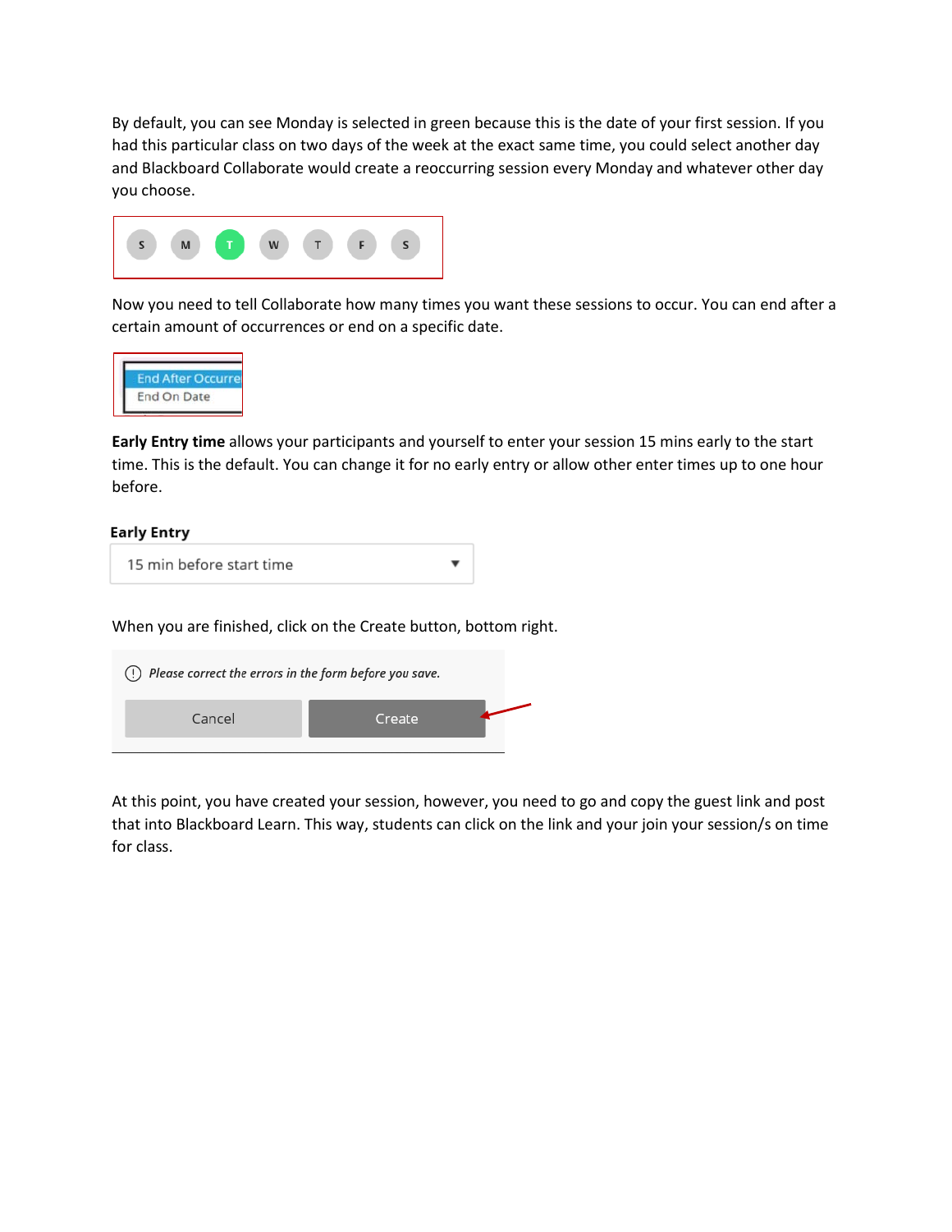By default, you can see Monday is selected in green because this is the date of your first session. If you had this particular class on two days of the week at the exact same time, you could select another day and Blackboard Collaborate would create a reoccurring session every Monday and whatever other day you choose.

S M T W T F S

Now you need to tell Collaborate how many times you want these sessions to occur. You can end after a certain amount of occurrences or end on a specific date.

End After Occurre
End On Date

**Early Entry time** allows your participants and yourself to enter your session 15 mins early to the start time. This is the default. You can change it for no early entry or allow other enter times up to one hour before.

**Early Entry**

15 min before start time

When you are finished, click on the Create button, bottom right.

*Please correct the errors in the form before you save.*

Cancel Create

At this point, you have created your session, however, you need to go and copy the guest link and post that into Blackboard Learn. This way, students can click on the link and your join your session/s on time for class.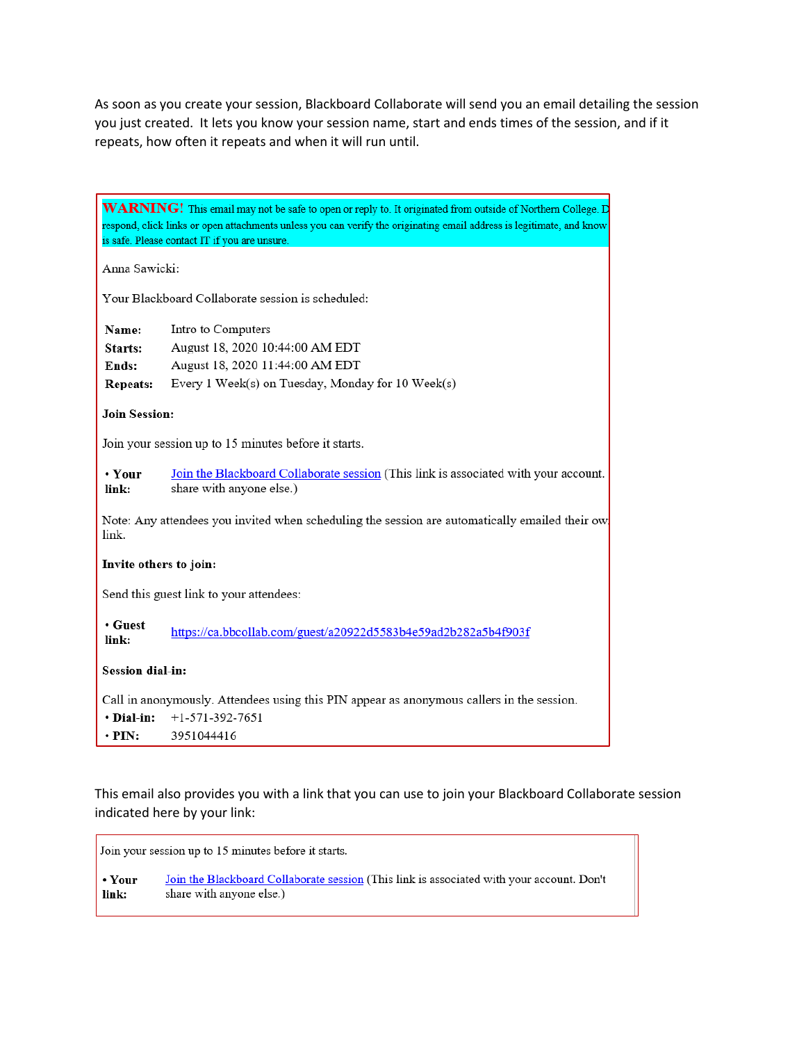As soon as you create your session, Blackboard Collaborate will send you an email detailing the session you just created. It lets you know your session name, start and ends times of the session, and if it repeats, how often it repeats and when it will run until.

**WARNING!** This email may not be safe to open or reply to. It originated from outside of Northern College. D respond, click links or open attachments unless you can verify the originating email address is legitimate, and know is safe. Please contact IT if you are unsure.

Anna Sawicki:

Your Blackboard Collaborate session is scheduled:

| | |
|---|---|
| **Name:** | Intro to Computers |
| **Starts:** | August 18, 2020 10:44:00 AM EDT |
| **Ends:** | August 18, 2020 11:44:00 AM EDT |
| **Repeats:** | Every 1 Week(s) on Tuesday, Monday for 10 Week(s) |

**Join Session:**

Join your session up to 15 minutes before it starts.

- **Your link:** Join the Blackboard Collaborate session (This link is associated with your account. share with anyone else.)

Note: Any attendees you invited when scheduling the session are automatically emailed their ow link.

**Invite others to join:**

Send this guest link to your attendees:

- **Guest link:** https://ca.bbcollab.com/guest/a20922d5583b4e59ad2b282a5b4f903f

**Session dial-in:**

Call in anonymously. Attendees using this PIN appear as anonymous callers in the session.

- **Dial-in:** +1-571-392-7651
- **PIN:** 3951044416

This email also provides you with a link that you can use to join your Blackboard Collaborate session indicated here by your link:

Join your session up to 15 minutes before it starts.

- **Your link:** Join the Blackboard Collaborate session (This link is associated with your account. Don't share with anyone else.)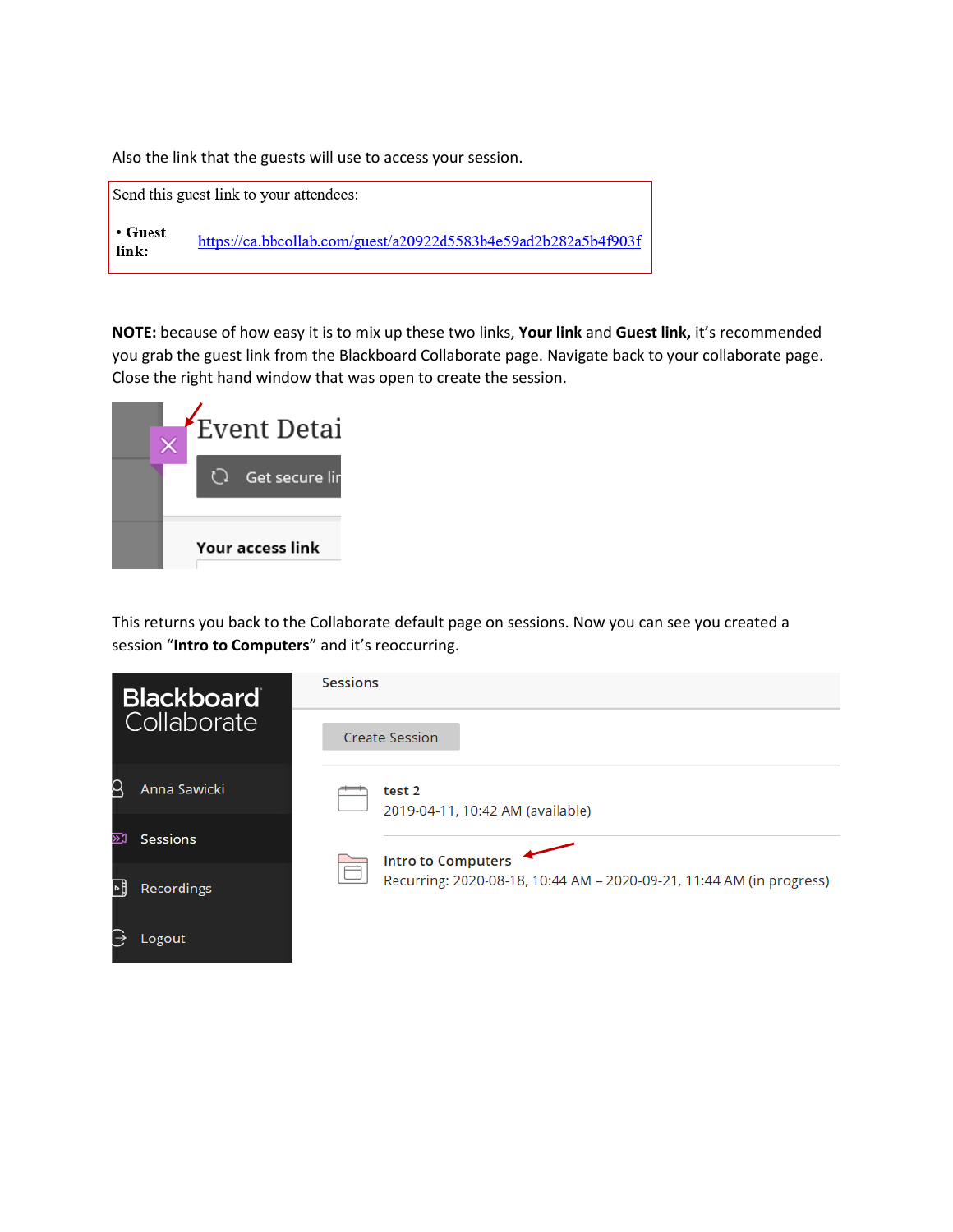Also the link that the guests will use to access your session.

Send this guest link to your attendees:

- **Guest link:** https://ca.bbcollab.com/guest/a20922d5583b4e59ad2b282a5b4f903f

**NOTE:** because of how easy it is to mix up these two links, **Your link** and **Guest link,** it's recommended you grab the guest link from the Blackboard Collaborate page. Navigate back to your collaborate page. Close the right hand window that was open to create the session.

This returns you back to the Collaborate default page on sessions. Now you can see you created a session "**Intro to Computers**" and it's reoccurring.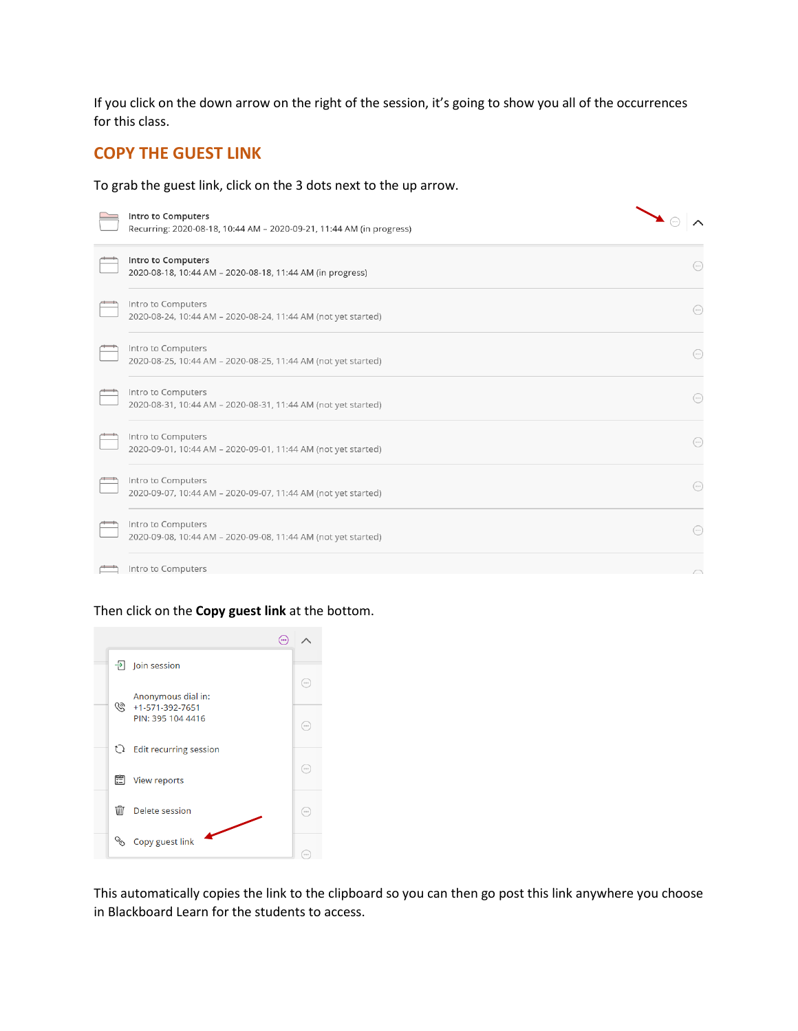If you click on the down arrow on the right of the session, it's going to show you all of the occurrences for this class.

## COPY THE GUEST LINK

To grab the guest link, click on the 3 dots next to the up arrow.

Intro to Computers
Recurring: 2020-08-18, 10:44 AM – 2020-09-21, 11:44 AM (in progress)

Intro to Computers
2020-08-18, 10:44 AM – 2020-08-18, 11:44 AM (in progress)

Intro to Computers
2020-08-24, 10:44 AM – 2020-08-24, 11:44 AM (not yet started)

Intro to Computers
2020-08-25, 10:44 AM – 2020-08-25, 11:44 AM (not yet started)

Intro to Computers
2020-08-31, 10:44 AM – 2020-08-31, 11:44 AM (not yet started)

Intro to Computers
2020-09-01, 10:44 AM – 2020-09-01, 11:44 AM (not yet started)

Intro to Computers
2020-09-07, 10:44 AM – 2020-09-07, 11:44 AM (not yet started)

Intro to Computers
2020-09-08, 10:44 AM – 2020-09-08, 11:44 AM (not yet started)

Intro to Computers

Then click on the **Copy guest link** at the bottom.

Join session

Anonymous dial in:
+1-571-392-7651
PIN: 395 104 4416

Edit recurring session

View reports

Delete session

Copy guest link

This automatically copies the link to the clipboard so you can then go post this link anywhere you choose in Blackboard Learn for the students to access.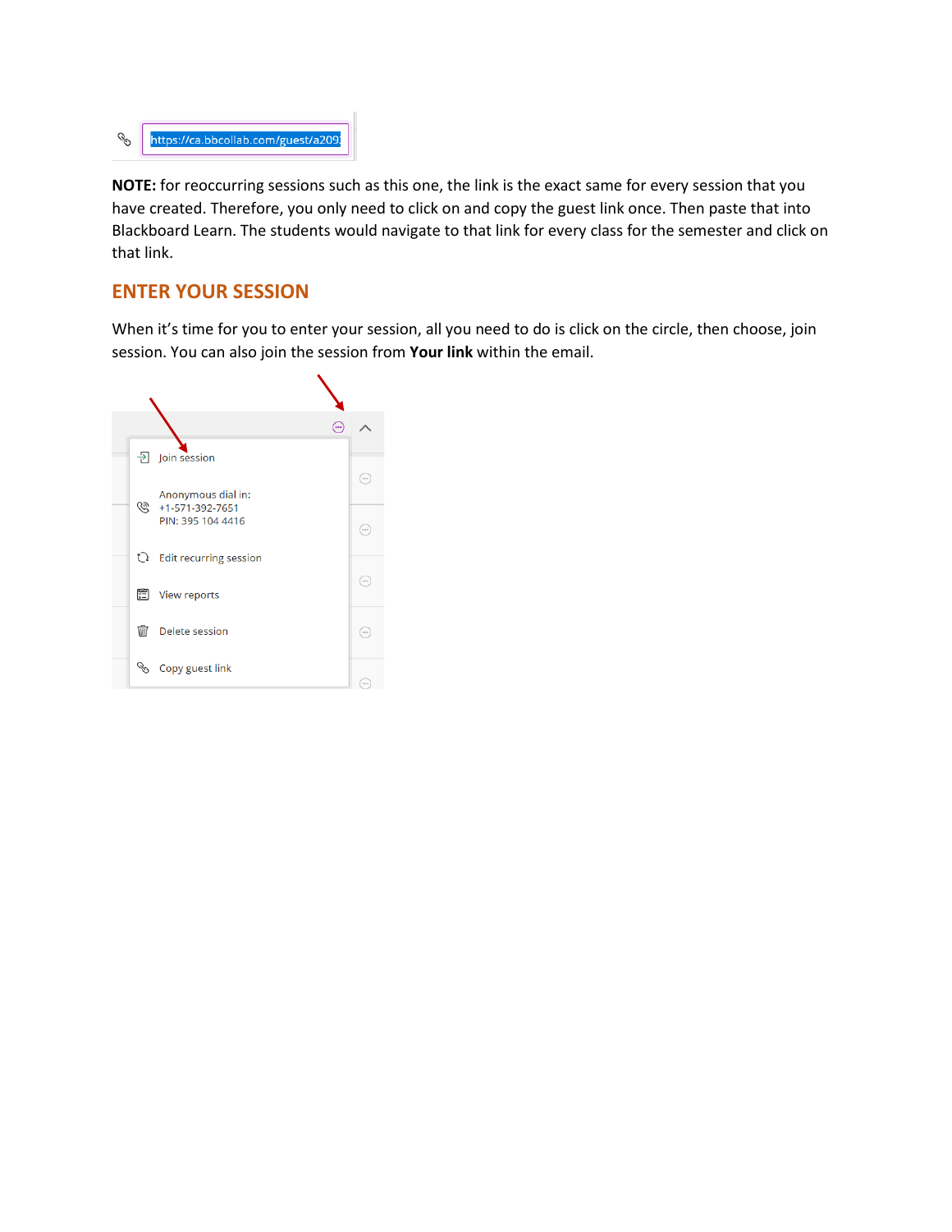**NOTE:** for reoccurring sessions such as this one, the link is the exact same for every session that you have created. Therefore, you only need to click on and copy the guest link once. Then paste that into Blackboard Learn. The students would navigate to that link for every class for the semester and click on that link.

## ENTER YOUR SESSION

When it's time for you to enter your session, all you need to do is click on the circle, then choose, join session. You can also join the session from **Your link** within the email.